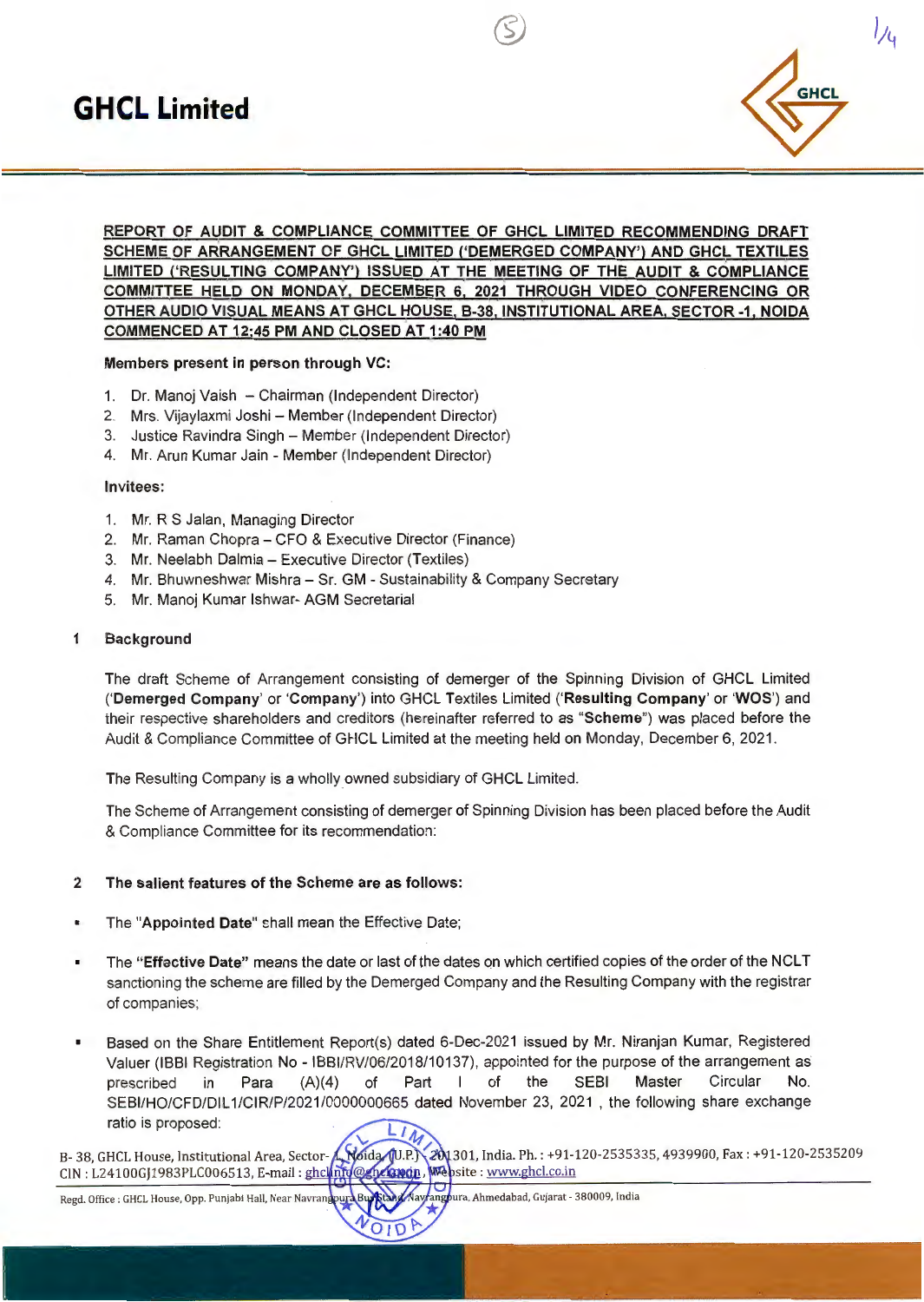# GHCL Limited

**REPORT OF AUDIT & COMPLIANCE COMMITTEE OF GHCL LIMITED RECOMMENDING DRAFT SCHEME OF ARRANGEMENT OF GHCL LIMITED ('DEMERGED COMPANY') AND GHCL TEXTILES LIMITED ('RESULTING COMPANY') ISSUED AT THE MEETING OF THE AUDIT & COMPLIANCE COMMITTEE HELD ON MONDAY, DECEMBER 6, 2021 THROUGH VIDEO CONFERENCING OR OTHER AUDIO VISUAL MEANS AT GHCL HOUSE, B-38, INSTITUTIONAL AREA, SECTOR -1, NOIDA COMMENCED AT 12:45 PM AND CLOSED AT 1:40 PM**

**Members present in person through VC:**

1. Dr. Manoj Vaish – Chairman (Independent Director)
2. Mrs. Vijaylaxmi Joshi – Member (Independent Director)
3. Justice Ravindra Singh – Member (Independent Director)
4. Mr. Arun Kumar Jain - Member (Independent Director)

**Invitees:**

1. Mr. R S Jalan, Managing Director
2. Mr. Raman Chopra – CFO & Executive Director (Finance)
3. Mr. Neelabh Dalmia – Executive Director (Textiles)
4. Mr. Bhuwneshwar Mishra – Sr. GM - Sustainability & Company Secretary
5. Mr. Manoj Kumar Ishwar- AGM Secretarial

## 1 Background

The draft Scheme of Arrangement consisting of demerger of the Spinning Division of GHCL Limited ('**Demerged Company**' or '**Company**') into GHCL Textiles Limited ('**Resulting Company**' or '**WOS**') and their respective shareholders and creditors (hereinafter referred to as "**Scheme**") was placed before the Audit & Compliance Committee of GHCL Limited at the meeting held on Monday, December 6, 2021.

The Resulting Company is a wholly owned subsidiary of GHCL Limited.

The Scheme of Arrangement consisting of demerger of Spinning Division has been placed before the Audit & Compliance Committee for its recommendation:

## 2 The salient features of the Scheme are as follows:

- The "**Appointed Date**" shall mean the Effective Date;
- The "**Effective Date**" means the date or last of the dates on which certified copies of the order of the NCLT sanctioning the scheme are filed by the Demerged Company and the Resulting Company with the registrar of companies;
- Based on the Share Entitlement Report(s) dated 6-Dec-2021 issued by Mr. Niranjan Kumar, Registered Valuer (IBBI Registration No - IBBI/RV/06/2018/10137), appointed for the purpose of the arrangement as prescribed in Para (A)(4) of Part I of the SEBI Master Circular No. SEBI/HO/CFD/DIL1/CIR/P/2021/0000000665 dated November 23, 2021 , the following share exchange ratio is proposed:

B- 38, GHCL House, Institutional Area, Sector-1, Noida (U.P.) - 201301, India. Ph.: +91-120-2535335, 4939900, Fax : +91-120-2535209
CIN : L24100GJ1983PLC006513, E-mail : ghclinfo@ghclindia.net, Website : www.ghcl.co.in

Regd. Office : GHCL House, Opp. Punjabi Hall, Near Navrangpura Bus Stand, Navrangpura, Ahmedabad, Gujarat - 380009, India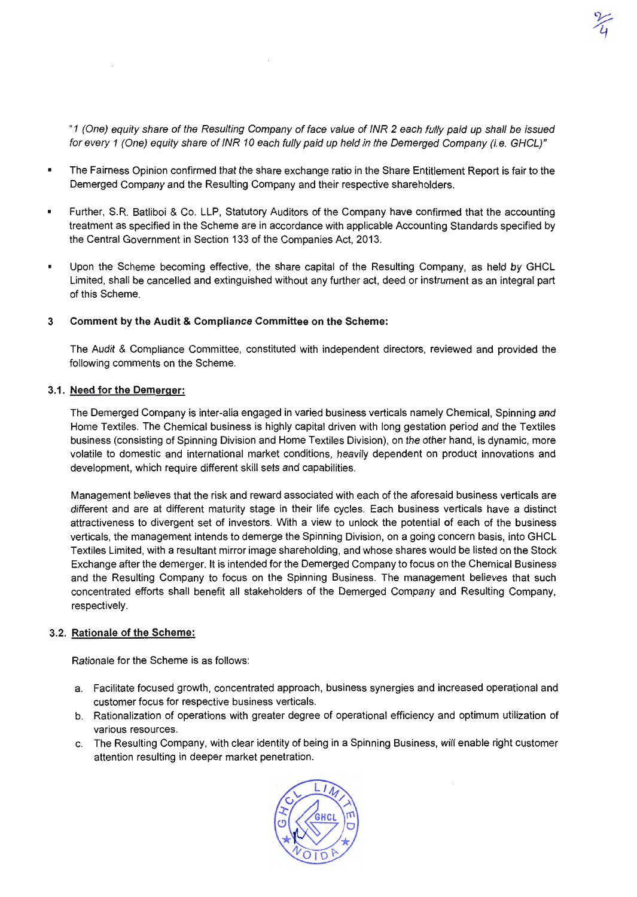*"1 (One) equity share of the Resulting Company of face value of INR 2 each fully paid up shall be issued for every 1 (One) equity share of INR 10 each fully paid up held in the Demerged Company (i.e. GHCL)"*

- The Fairness Opinion confirmed that the share exchange ratio in the Share Entitlement Report is fair to the Demerged Company and the Resulting Company and their respective shareholders.

- Further, S.R. Batliboi & Co. LLP, Statutory Auditors of the Company have confirmed that the accounting treatment as specified in the Scheme are in accordance with applicable Accounting Standards specified by the Central Government in Section 133 of the Companies Act, 2013.

- Upon the Scheme becoming effective, the share capital of the Resulting Company, as held by GHCL Limited, shall be cancelled and extinguished without any further act, deed or instrument as an integral part of this Scheme.

### 3 Comment by the Audit & Compliance Committee on the Scheme:

The Audit & Compliance Committee, constituted with independent directors, reviewed and provided the following comments on the Scheme.

#### 3.1. Need for the Demerger:

The Demerged Company is inter-alia engaged in varied business verticals namely Chemical, Spinning and Home Textiles. The Chemical business is highly capital driven with long gestation period and the Textiles business (consisting of Spinning Division and Home Textiles Division), on the other hand, is dynamic, more volatile to domestic and international market conditions, heavily dependent on product innovations and development, which require different skill sets and capabilities.

Management believes that the risk and reward associated with each of the aforesaid business verticals are different and are at different maturity stage in their life cycles. Each business verticals have a distinct attractiveness to divergent set of investors. With a view to unlock the potential of each of the business verticals, the management intends to demerge the Spinning Division, on a going concern basis, into GHCL Textiles Limited, with a resultant mirror image shareholding, and whose shares would be listed on the Stock Exchange after the demerger. It is intended for the Demerged Company to focus on the Chemical Business and the Resulting Company to focus on the Spinning Business. The management believes that such concentrated efforts shall benefit all stakeholders of the Demerged Company and Resulting Company, respectively.

#### 3.2. Rationale of the Scheme:

Rationale for the Scheme is as follows:

a. Facilitate focused growth, concentrated approach, business synergies and increased operational and customer focus for respective business verticals.
b. Rationalization of operations with greater degree of operational efficiency and optimum utilization of various resources.
c. The Resulting Company, with clear identity of being in a Spinning Business, will enable right customer attention resulting in deeper market penetration.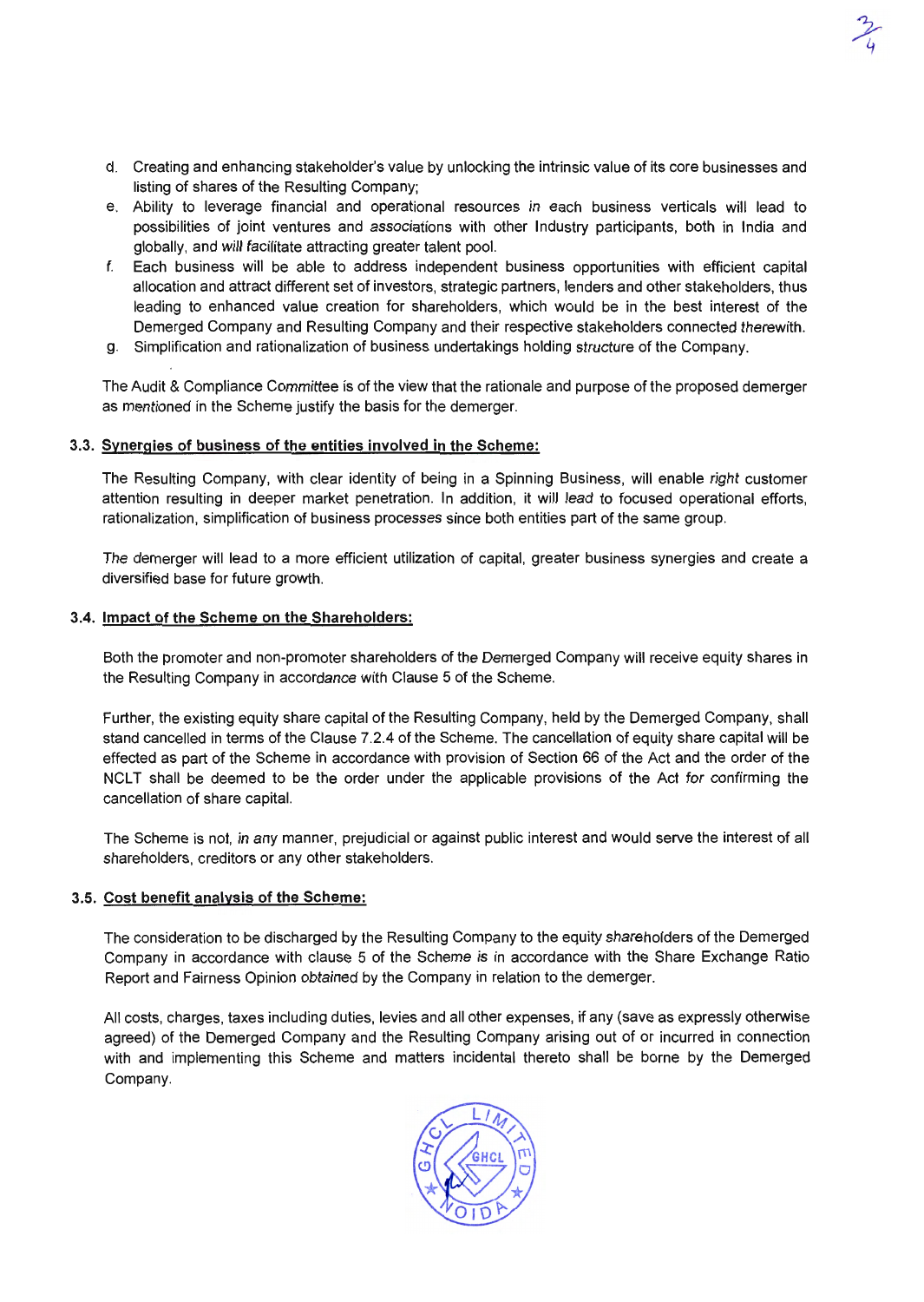d. Creating and enhancing stakeholder's value by unlocking the intrinsic value of its core businesses and listing of shares of the Resulting Company;

e. Ability to leverage financial and operational resources in each business verticals will lead to possibilities of joint ventures and associations with other Industry participants, both in India and globally, and will facilitate attracting greater talent pool.

f. Each business will be able to address independent business opportunities with efficient capital allocation and attract different set of investors, strategic partners, lenders and other stakeholders, thus leading to enhanced value creation for shareholders, which would be in the best interest of the Demerged Company and Resulting Company and their respective stakeholders connected therewith.

g. Simplification and rationalization of business undertakings holding structure of the Company.

The Audit & Compliance Committee is of the view that the rationale and purpose of the proposed demerger as mentioned in the Scheme justify the basis for the demerger.

### 3.3. Synergies of business of the entities involved in the Scheme:

The Resulting Company, with clear identity of being in a Spinning Business, will enable right customer attention resulting in deeper market penetration. In addition, it will lead to focused operational efforts, rationalization, simplification of business processes since both entities part of the same group.

The demerger will lead to a more efficient utilization of capital, greater business synergies and create a diversified base for future growth.

### 3.4. Impact of the Scheme on the Shareholders:

Both the promoter and non-promoter shareholders of the Demerged Company will receive equity shares in the Resulting Company in accordance with Clause 5 of the Scheme.

Further, the existing equity share capital of the Resulting Company, held by the Demerged Company, shall stand cancelled in terms of the Clause 7.2.4 of the Scheme. The cancellation of equity share capital will be effected as part of the Scheme in accordance with provision of Section 66 of the Act and the order of the NCLT shall be deemed to be the order under the applicable provisions of the Act for confirming the cancellation of share capital.

The Scheme is not, in any manner, prejudicial or against public interest and would serve the interest of all shareholders, creditors or any other stakeholders.

### 3.5. Cost benefit analysis of the Scheme:

The consideration to be discharged by the Resulting Company to the equity shareholders of the Demerged Company in accordance with clause 5 of the Scheme is in accordance with the Share Exchange Ratio Report and Fairness Opinion obtained by the Company in relation to the demerger.

All costs, charges, taxes including duties, levies and all other expenses, if any (save as expressly otherwise agreed) of the Demerged Company and the Resulting Company arising out of or incurred in connection with and implementing this Scheme and matters incidental thereto shall be borne by the Demerged Company.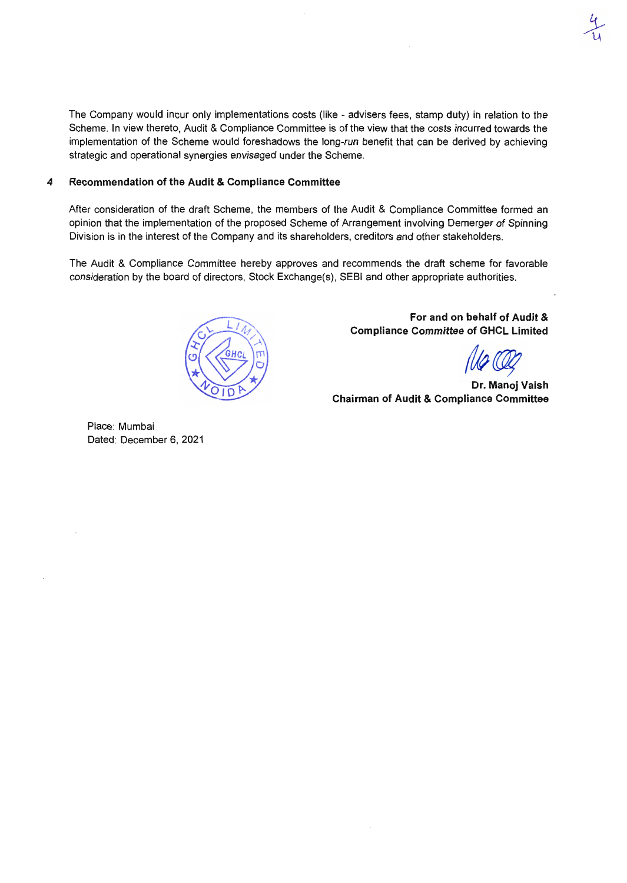The Company would incur only implementations costs (like - advisers fees, stamp duty) in relation to the Scheme. In view thereto, Audit & Compliance Committee is of the view that the costs incurred towards the implementation of the Scheme would foreshadows the long-run benefit that can be derived by achieving strategic and operational synergies envisaged under the Scheme.

## 4 Recommendation of the Audit & Compliance Committee

After consideration of the draft Scheme, the members of the Audit & Compliance Committee formed an opinion that the implementation of the proposed Scheme of Arrangement involving Demerger of Spinning Division is in the interest of the Company and its shareholders, creditors and other stakeholders.

The Audit & Compliance Committee hereby approves and recommends the draft scheme for favorable consideration by the board of directors, Stock Exchange(s), SEBI and other appropriate authorities.

**For and on behalf of Audit & Compliance Committee of GHCL Limited**

**Dr. Manoj Vaish**
**Chairman of Audit & Compliance Committee**

Place: Mumbai
Dated: December 6, 2021